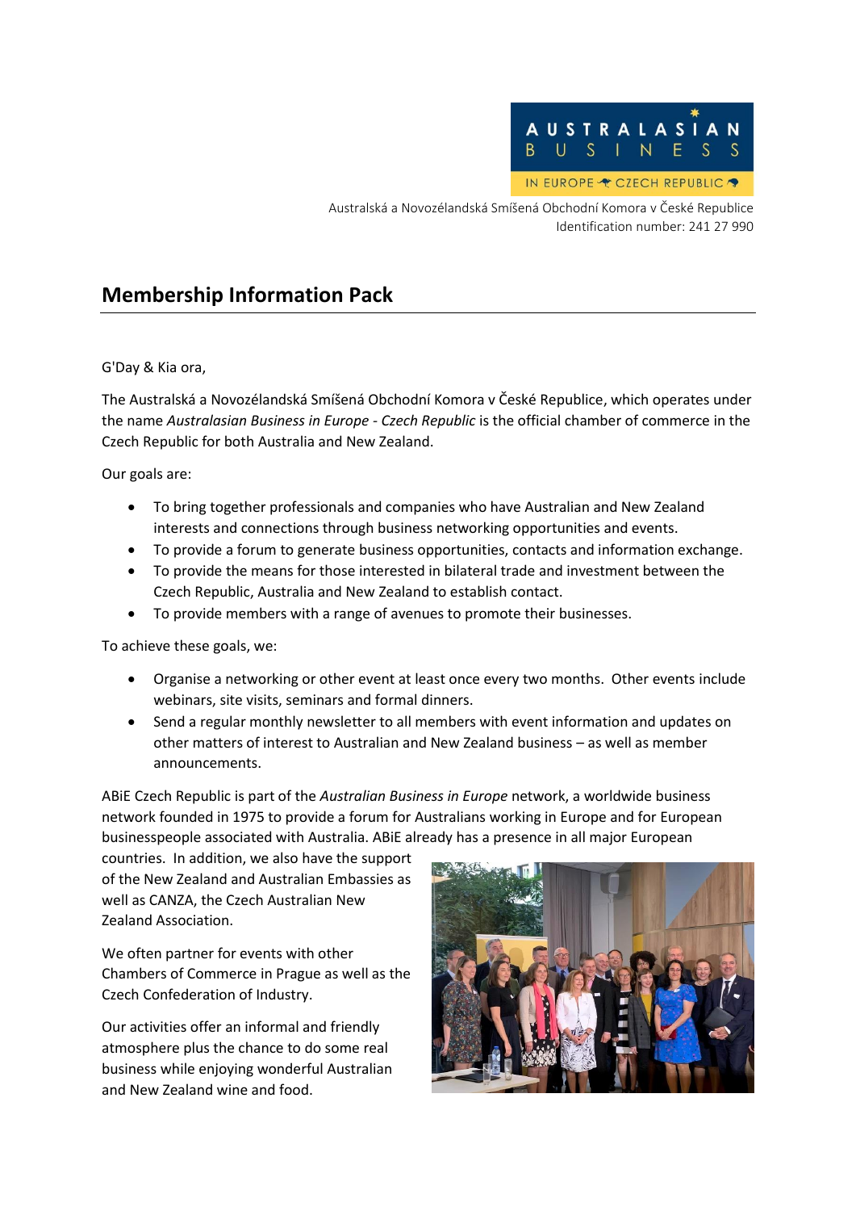Australská a Novozélandská Smíšená Obchodní Komora v České Republice
Identification number: 241 27 990

## Membership Information Pack

G'Day & Kia ora,

The Australská a Novozélandská Smíšená Obchodní Komora v České Republice, which operates under the name *Australasian Business in Europe - Czech Republic* is the official chamber of commerce in the Czech Republic for both Australia and New Zealand.

Our goals are:

- To bring together professionals and companies who have Australian and New Zealand interests and connections through business networking opportunities and events.
- To provide a forum to generate business opportunities, contacts and information exchange.
- To provide the means for those interested in bilateral trade and investment between the Czech Republic, Australia and New Zealand to establish contact.
- To provide members with a range of avenues to promote their businesses.

To achieve these goals, we:

- Organise a networking or other event at least once every two months. Other events include webinars, site visits, seminars and formal dinners.
- Send a regular monthly newsletter to all members with event information and updates on other matters of interest to Australian and New Zealand business – as well as member announcements.

ABiE Czech Republic is part of the *Australian Business in Europe* network, a worldwide business network founded in 1975 to provide a forum for Australians working in Europe and for European businesspeople associated with Australia. ABiE already has a presence in all major European countries. In addition, we also have the support of the New Zealand and Australian Embassies as well as CANZA, the Czech Australian New Zealand Association.

We often partner for events with other Chambers of Commerce in Prague as well as the Czech Confederation of Industry.

Our activities offer an informal and friendly atmosphere plus the chance to do some real business while enjoying wonderful Australian and New Zealand wine and food.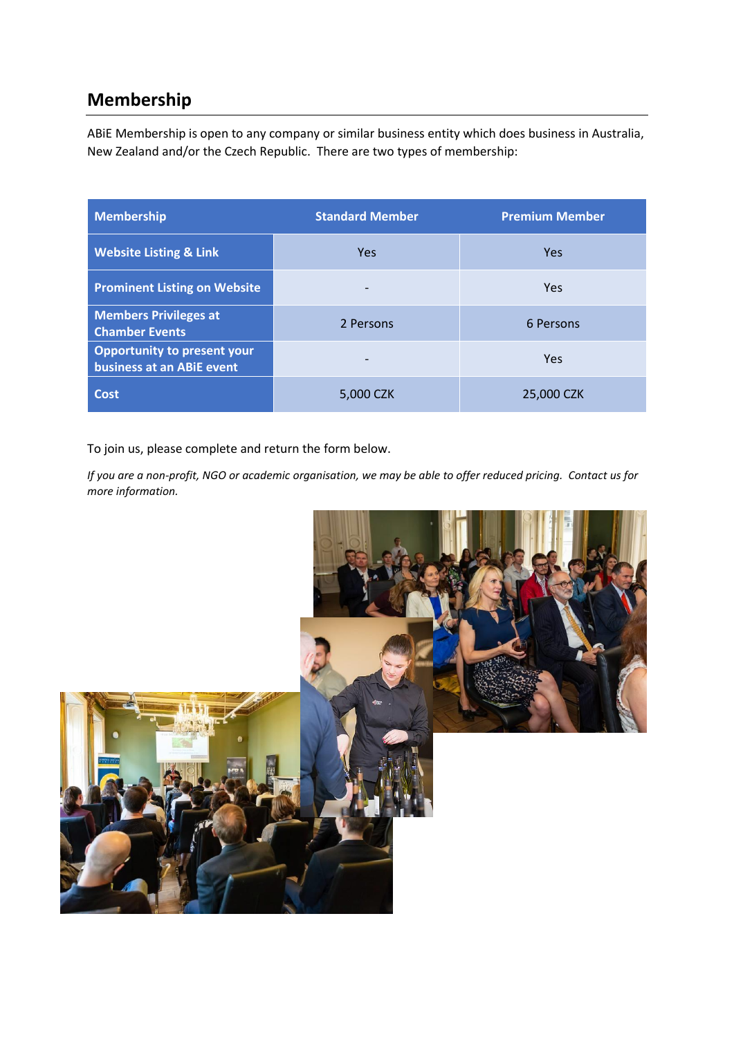## Membership

ABiE Membership is open to any company or similar business entity which does business in Australia, New Zealand and/or the Czech Republic. There are two types of membership:

| Membership | Standard Member | Premium Member |
|---|---|---|
| Website Listing & Link | Yes | Yes |
| Prominent Listing on Website | - | Yes |
| Members Privileges at Chamber Events | 2 Persons | 6 Persons |
| Opportunity to present your business at an ABiE event | - | Yes |
| Cost | 5,000 CZK | 25,000 CZK |

To join us, please complete and return the form below.

*If you are a non-profit, NGO or academic organisation, we may be able to offer reduced pricing. Contact us for more information.*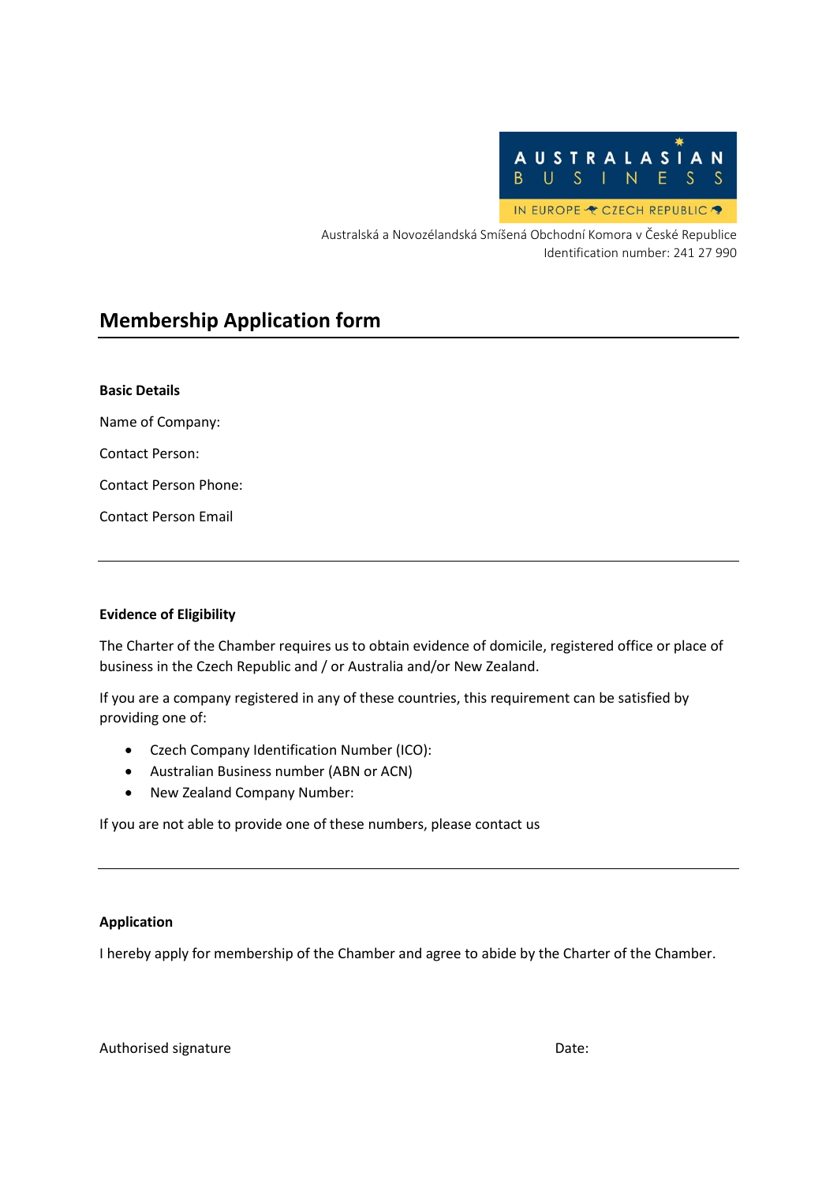AUSTRALASIAN BUSINESS

IN EUROPE CZECH REPUBLIC

Australská a Novozélandská Smíšená Obchodní Komora v České Republice
Identification number: 241 27 990

# Membership Application form

---

**Basic Details**

Name of Company:

Contact Person:

Contact Person Phone:

Contact Person Email

---

**Evidence of Eligibility**

The Charter of the Chamber requires us to obtain evidence of domicile, registered office or place of business in the Czech Republic and / or Australia and/or New Zealand.

If you are a company registered in any of these countries, this requirement can be satisfied by providing one of:

- Czech Company Identification Number (ICO):
- Australian Business number (ABN or ACN)
- New Zealand Company Number:

If you are not able to provide one of these numbers, please contact us

---

**Application**

I hereby apply for membership of the Chamber and agree to abide by the Charter of the Chamber.

Authorised signature

Date: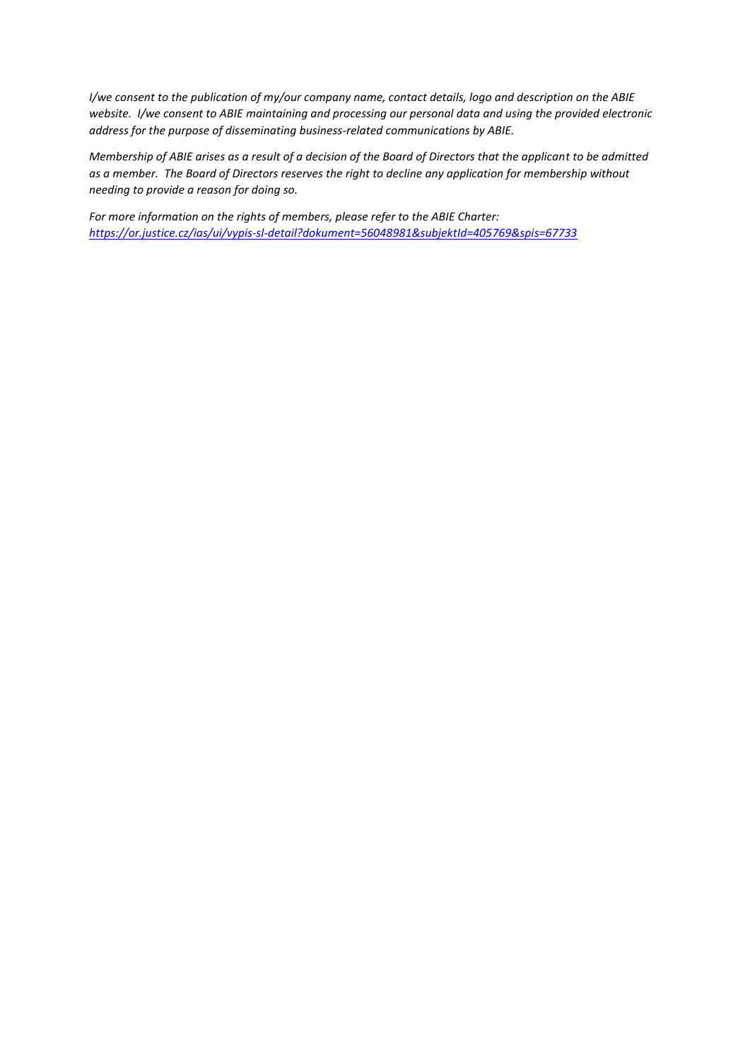*I/we consent to the publication of my/our company name, contact details, logo and description on the ABIE website. I/we consent to ABIE maintaining and processing our personal data and using the provided electronic address for the purpose of disseminating business-related communications by ABIE.*

*Membership of ABIE arises as a result of a decision of the Board of Directors that the applicant to be admitted as a member. The Board of Directors reserves the right to decline any application for membership without needing to provide a reason for doing so.*

*For more information on the rights of members, please refer to the ABIE Charter:*
*[https://or.justice.cz/ias/ui/vypis-sl-detail?dokument=56048981&subjektId=405769&spis=67733](https://or.justice.cz/ias/ui/vypis-sl-detail?dokument=56048981&subjektId=405769&spis=67733)*